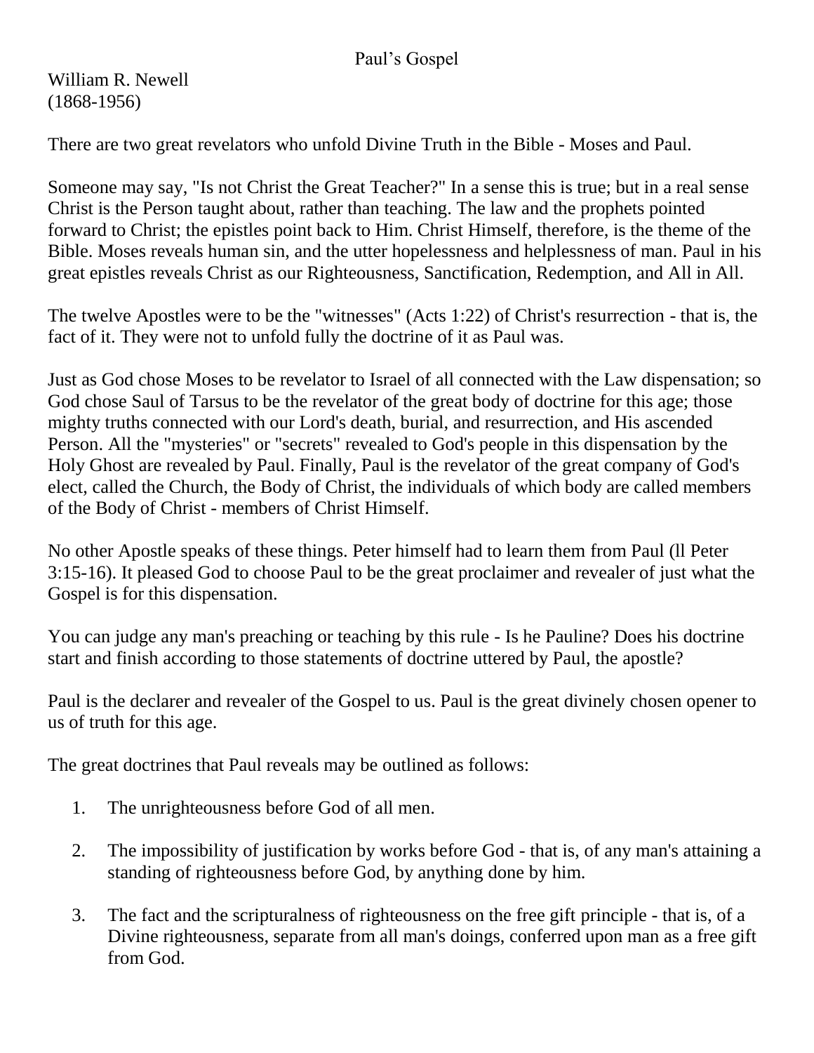# Paul's Gospel

William R. Newell
(1868-1956)

There are two great revelators who unfold Divine Truth in the Bible - Moses and Paul.

Someone may say, "Is not Christ the Great Teacher?" In a sense this is true; but in a real sense Christ is the Person taught about, rather than teaching. The law and the prophets pointed forward to Christ; the epistles point back to Him. Christ Himself, therefore, is the theme of the Bible. Moses reveals human sin, and the utter hopelessness and helplessness of man. Paul in his great epistles reveals Christ as our Righteousness, Sanctification, Redemption, and All in All.

The twelve Apostles were to be the "witnesses" (Acts 1:22) of Christ's resurrection - that is, the fact of it. They were not to unfold fully the doctrine of it as Paul was.

Just as God chose Moses to be revelator to Israel of all connected with the Law dispensation; so God chose Saul of Tarsus to be the revelator of the great body of doctrine for this age; those mighty truths connected with our Lord's death, burial, and resurrection, and His ascended Person. All the "mysteries" or "secrets" revealed to God's people in this dispensation by the Holy Ghost are revealed by Paul. Finally, Paul is the revelator of the great company of God's elect, called the Church, the Body of Christ, the individuals of which body are called members of the Body of Christ - members of Christ Himself.

No other Apostle speaks of these things. Peter himself had to learn them from Paul (ll Peter 3:15-16). It pleased God to choose Paul to be the great proclaimer and revealer of just what the Gospel is for this dispensation.

You can judge any man's preaching or teaching by this rule - Is he Pauline? Does his doctrine start and finish according to those statements of doctrine uttered by Paul, the apostle?

Paul is the declarer and revealer of the Gospel to us. Paul is the great divinely chosen opener to us of truth for this age.

The great doctrines that Paul reveals may be outlined as follows:

1. The unrighteousness before God of all men.

2. The impossibility of justification by works before God - that is, of any man's attaining a standing of righteousness before God, by anything done by him.

3. The fact and the scripturalness of righteousness on the free gift principle - that is, of a Divine righteousness, separate from all man's doings, conferred upon man as a free gift from God.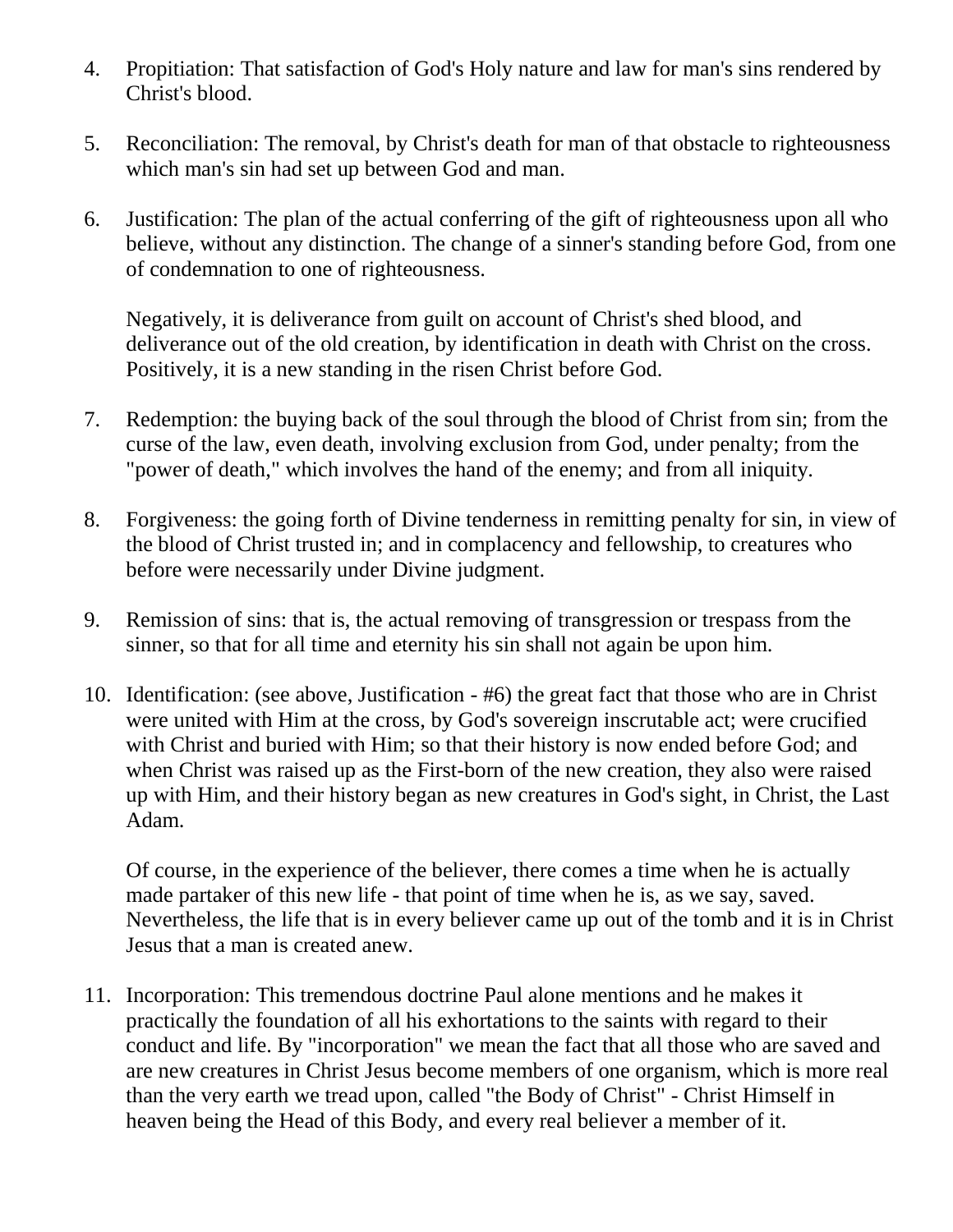4. Propitiation: That satisfaction of God's Holy nature and law for man's sins rendered by Christ's blood.

5. Reconciliation: The removal, by Christ's death for man of that obstacle to righteousness which man's sin had set up between God and man.

6. Justification: The plan of the actual conferring of the gift of righteousness upon all who believe, without any distinction. The change of a sinner's standing before God, from one of condemnation to one of righteousness.

   Negatively, it is deliverance from guilt on account of Christ's shed blood, and deliverance out of the old creation, by identification in death with Christ on the cross. Positively, it is a new standing in the risen Christ before God.

7. Redemption: the buying back of the soul through the blood of Christ from sin; from the curse of the law, even death, involving exclusion from God, under penalty; from the "power of death," which involves the hand of the enemy; and from all iniquity.

8. Forgiveness: the going forth of Divine tenderness in remitting penalty for sin, in view of the blood of Christ trusted in; and in complacency and fellowship, to creatures who before were necessarily under Divine judgment.

9. Remission of sins: that is, the actual removing of transgression or trespass from the sinner, so that for all time and eternity his sin shall not again be upon him.

10. Identification: (see above, Justification - #6) the great fact that those who are in Christ were united with Him at the cross, by God's sovereign inscrutable act; were crucified with Christ and buried with Him; so that their history is now ended before God; and when Christ was raised up as the First-born of the new creation, they also were raised up with Him, and their history began as new creatures in God's sight, in Christ, the Last Adam.

    Of course, in the experience of the believer, there comes a time when he is actually made partaker of this new life - that point of time when he is, as we say, saved. Nevertheless, the life that is in every believer came up out of the tomb and it is in Christ Jesus that a man is created anew.

11. Incorporation: This tremendous doctrine Paul alone mentions and he makes it practically the foundation of all his exhortations to the saints with regard to their conduct and life. By "incorporation" we mean the fact that all those who are saved and are new creatures in Christ Jesus become members of one organism, which is more real than the very earth we tread upon, called "the Body of Christ" - Christ Himself in heaven being the Head of this Body, and every real believer a member of it.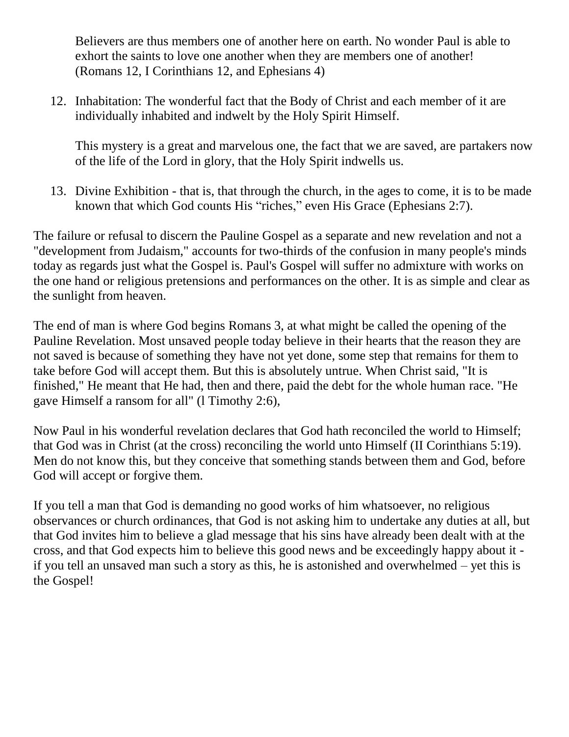Believers are thus members one of another here on earth. No wonder Paul is able to exhort the saints to love one another when they are members one of another! (Romans 12, I Corinthians 12, and Ephesians 4)

12. Inhabitation: The wonderful fact that the Body of Christ and each member of it are individually inhabited and indwelt by the Holy Spirit Himself.

    This mystery is a great and marvelous one, the fact that we are saved, are partakers now of the life of the Lord in glory, that the Holy Spirit indwells us.

13. Divine Exhibition - that is, that through the church, in the ages to come, it is to be made known that which God counts His "riches," even His Grace (Ephesians 2:7).

The failure or refusal to discern the Pauline Gospel as a separate and new revelation and not a "development from Judaism," accounts for two-thirds of the confusion in many people's minds today as regards just what the Gospel is. Paul's Gospel will suffer no admixture with works on the one hand or religious pretensions and performances on the other. It is as simple and clear as the sunlight from heaven.

The end of man is where God begins Romans 3, at what might be called the opening of the Pauline Revelation. Most unsaved people today believe in their hearts that the reason they are not saved is because of something they have not yet done, some step that remains for them to take before God will accept them. But this is absolutely untrue. When Christ said, "It is finished," He meant that He had, then and there, paid the debt for the whole human race. "He gave Himself a ransom for all" (l Timothy 2:6),

Now Paul in his wonderful revelation declares that God hath reconciled the world to Himself; that God was in Christ (at the cross) reconciling the world unto Himself (II Corinthians 5:19). Men do not know this, but they conceive that something stands between them and God, before God will accept or forgive them.

If you tell a man that God is demanding no good works of him whatsoever, no religious observances or church ordinances, that God is not asking him to undertake any duties at all, but that God invites him to believe a glad message that his sins have already been dealt with at the cross, and that God expects him to believe this good news and be exceedingly happy about it - if you tell an unsaved man such a story as this, he is astonished and overwhelmed – yet this is the Gospel!